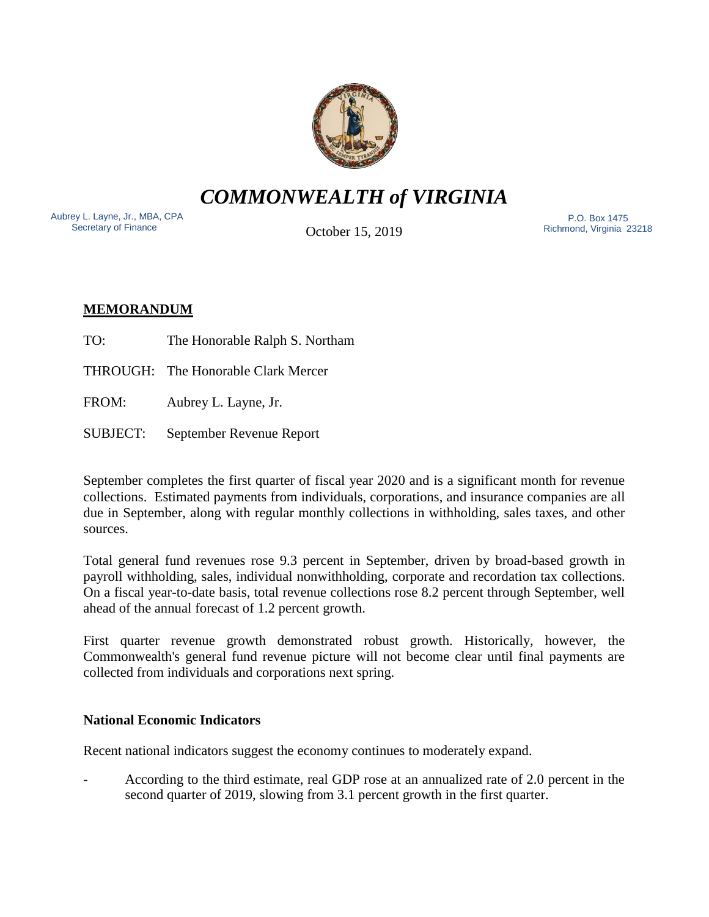# *COMMONWEALTH of VIRGINIA*

Aubrey L. Layne, Jr., MBA, CPA
Secretary of Finance

October 15, 2019

P.O. Box 1475
Richmond, Virginia 23218

**MEMORANDUM**

TO: The Honorable Ralph S. Northam

THROUGH: The Honorable Clark Mercer

FROM: Aubrey L. Layne, Jr.

SUBJECT: September Revenue Report

September completes the first quarter of fiscal year 2020 and is a significant month for revenue collections. Estimated payments from individuals, corporations, and insurance companies are all due in September, along with regular monthly collections in withholding, sales taxes, and other sources.

Total general fund revenues rose 9.3 percent in September, driven by broad-based growth in payroll withholding, sales, individual nonwithholding, corporate and recordation tax collections. On a fiscal year-to-date basis, total revenue collections rose 8.2 percent through September, well ahead of the annual forecast of 1.2 percent growth.

First quarter revenue growth demonstrated robust growth. Historically, however, the Commonwealth's general fund revenue picture will not become clear until final payments are collected from individuals and corporations next spring.

### National Economic Indicators

Recent national indicators suggest the economy continues to moderately expand.

- According to the third estimate, real GDP rose at an annualized rate of 2.0 percent in the second quarter of 2019, slowing from 3.1 percent growth in the first quarter.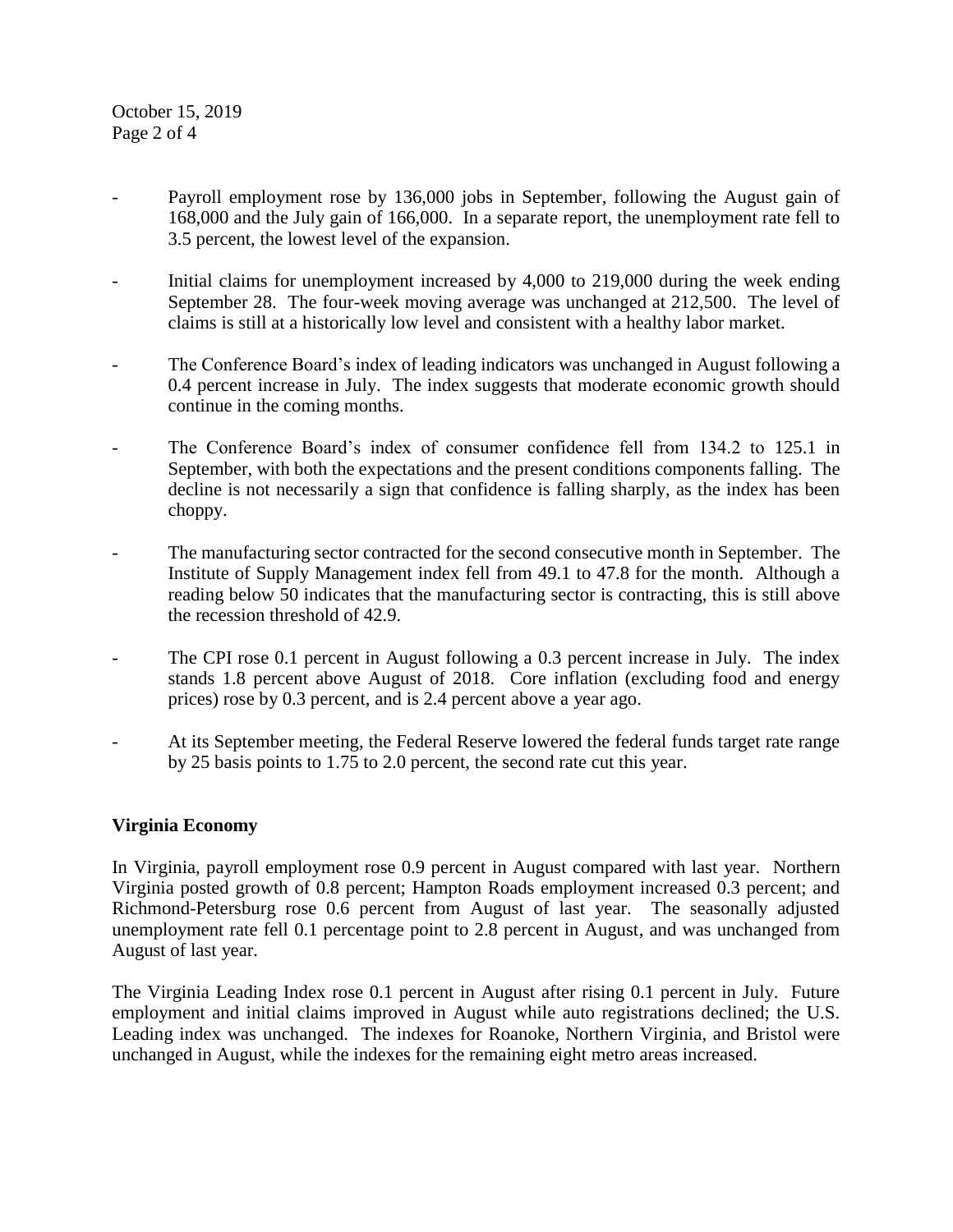- Payroll employment rose by 136,000 jobs in September, following the August gain of 168,000 and the July gain of 166,000. In a separate report, the unemployment rate fell to 3.5 percent, the lowest level of the expansion.

- Initial claims for unemployment increased by 4,000 to 219,000 during the week ending September 28. The four-week moving average was unchanged at 212,500. The level of claims is still at a historically low level and consistent with a healthy labor market.

- The Conference Board's index of leading indicators was unchanged in August following a 0.4 percent increase in July. The index suggests that moderate economic growth should continue in the coming months.

- The Conference Board's index of consumer confidence fell from 134.2 to 125.1 in September, with both the expectations and the present conditions components falling. The decline is not necessarily a sign that confidence is falling sharply, as the index has been choppy.

- The manufacturing sector contracted for the second consecutive month in September. The Institute of Supply Management index fell from 49.1 to 47.8 for the month. Although a reading below 50 indicates that the manufacturing sector is contracting, this is still above the recession threshold of 42.9.

- The CPI rose 0.1 percent in August following a 0.3 percent increase in July. The index stands 1.8 percent above August of 2018. Core inflation (excluding food and energy prices) rose by 0.3 percent, and is 2.4 percent above a year ago.

- At its September meeting, the Federal Reserve lowered the federal funds target rate range by 25 basis points to 1.75 to 2.0 percent, the second rate cut this year.

**Virginia Economy**

In Virginia, payroll employment rose 0.9 percent in August compared with last year. Northern Virginia posted growth of 0.8 percent; Hampton Roads employment increased 0.3 percent; and Richmond-Petersburg rose 0.6 percent from August of last year. The seasonally adjusted unemployment rate fell 0.1 percentage point to 2.8 percent in August, and was unchanged from August of last year.

The Virginia Leading Index rose 0.1 percent in August after rising 0.1 percent in July. Future employment and initial claims improved in August while auto registrations declined; the U.S. Leading index was unchanged. The indexes for Roanoke, Northern Virginia, and Bristol were unchanged in August, while the indexes for the remaining eight metro areas increased.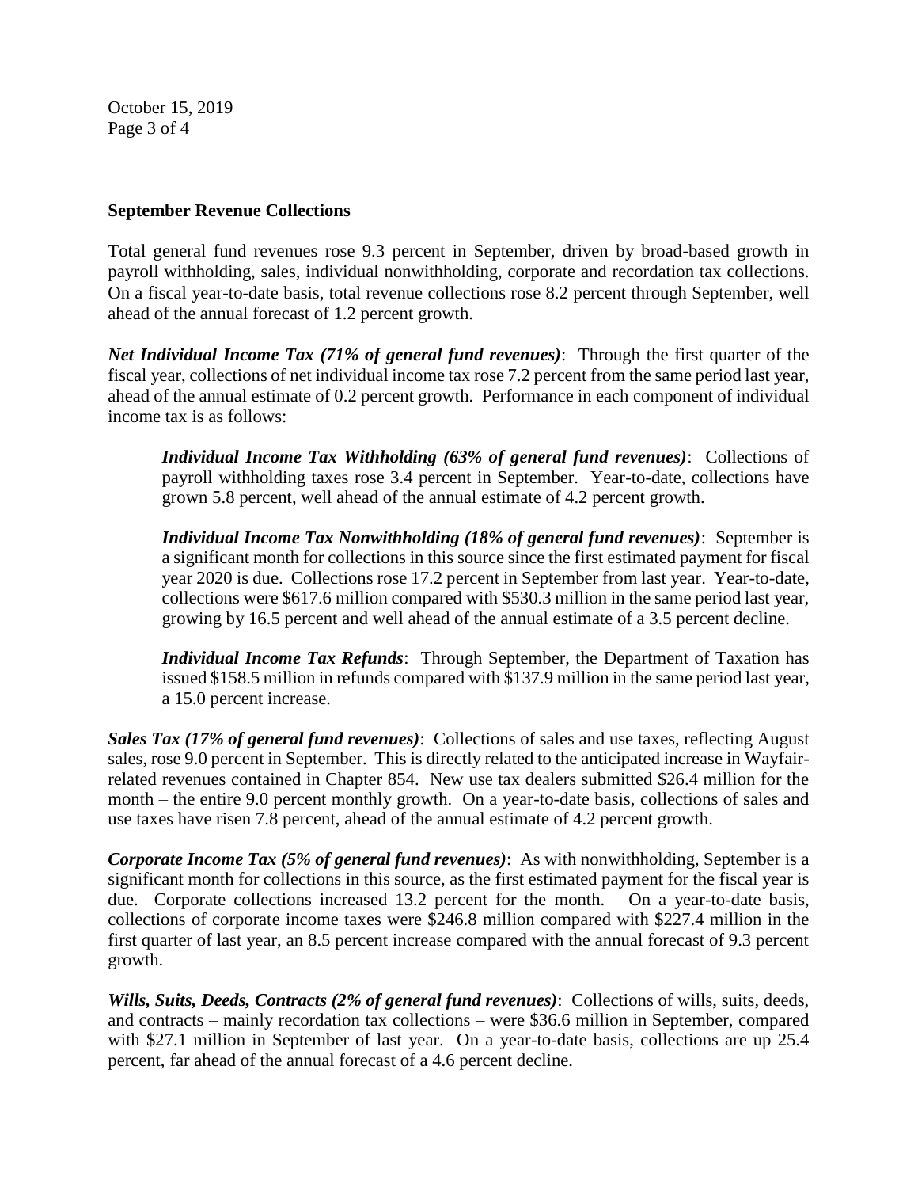**September Revenue Collections**

Total general fund revenues rose 9.3 percent in September, driven by broad-based growth in payroll withholding, sales, individual nonwithholding, corporate and recordation tax collections. On a fiscal year-to-date basis, total revenue collections rose 8.2 percent through September, well ahead of the annual forecast of 1.2 percent growth.

***Net Individual Income Tax (71% of general fund revenues)***: Through the first quarter of the fiscal year, collections of net individual income tax rose 7.2 percent from the same period last year, ahead of the annual estimate of 0.2 percent growth. Performance in each component of individual income tax is as follows:

> ***Individual Income Tax Withholding (63% of general fund revenues)***: Collections of payroll withholding taxes rose 3.4 percent in September. Year-to-date, collections have grown 5.8 percent, well ahead of the annual estimate of 4.2 percent growth.
>
> ***Individual Income Tax Nonwithholding (18% of general fund revenues)***: September is a significant month for collections in this source since the first estimated payment for fiscal year 2020 is due. Collections rose 17.2 percent in September from last year. Year-to-date, collections were $617.6 million compared with $530.3 million in the same period last year, growing by 16.5 percent and well ahead of the annual estimate of a 3.5 percent decline.
>
> ***Individual Income Tax Refunds***: Through September, the Department of Taxation has issued $158.5 million in refunds compared with $137.9 million in the same period last year, a 15.0 percent increase.

***Sales Tax (17% of general fund revenues)***: Collections of sales and use taxes, reflecting August sales, rose 9.0 percent in September. This is directly related to the anticipated increase in Wayfair-related revenues contained in Chapter 854. New use tax dealers submitted $26.4 million for the month – the entire 9.0 percent monthly growth. On a year-to-date basis, collections of sales and use taxes have risen 7.8 percent, ahead of the annual estimate of 4.2 percent growth.

***Corporate Income Tax (5% of general fund revenues)***: As with nonwithholding, September is a significant month for collections in this source, as the first estimated payment for the fiscal year is due. Corporate collections increased 13.2 percent for the month. On a year-to-date basis, collections of corporate income taxes were $246.8 million compared with $227.4 million in the first quarter of last year, an 8.5 percent increase compared with the annual forecast of 9.3 percent growth.

***Wills, Suits, Deeds, Contracts (2% of general fund revenues)***: Collections of wills, suits, deeds, and contracts – mainly recordation tax collections – were $36.6 million in September, compared with $27.1 million in September of last year. On a year-to-date basis, collections are up 25.4 percent, far ahead of the annual forecast of a 4.6 percent decline.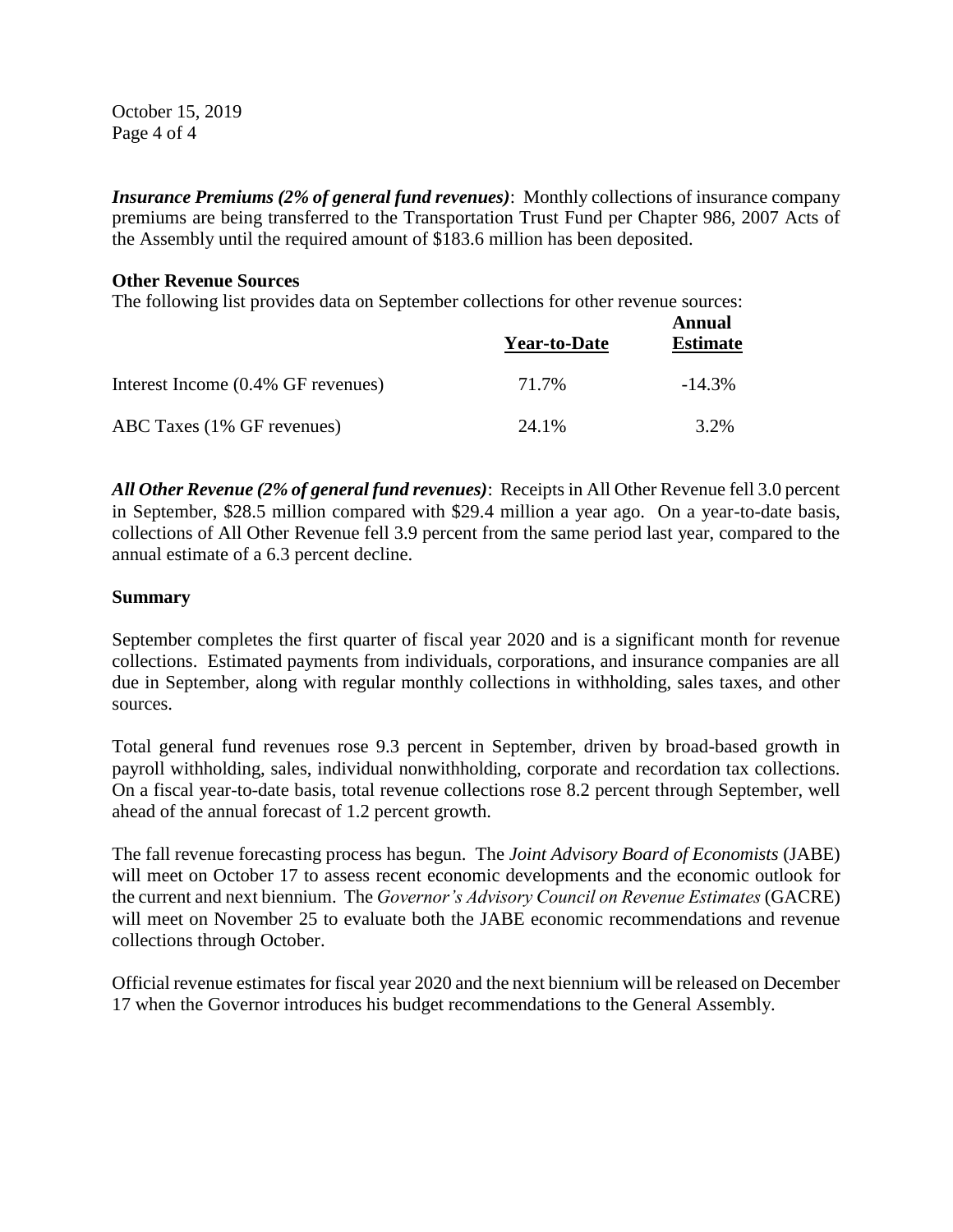***Insurance Premiums (2% of general fund revenues)***: Monthly collections of insurance company premiums are being transferred to the Transportation Trust Fund per Chapter 986, 2007 Acts of the Assembly until the required amount of $183.6 million has been deposited.

**Other Revenue Sources**

The following list provides data on September collections for other revenue sources:

| | Year-to-Date | Annual Estimate |
|---|---|---|
| Interest Income (0.4% GF revenues) | 71.7% | -14.3% |
| ABC Taxes (1% GF revenues) | 24.1% | 3.2% |

***All Other Revenue (2% of general fund revenues)***: Receipts in All Other Revenue fell 3.0 percent in September, $28.5 million compared with $29.4 million a year ago. On a year-to-date basis, collections of All Other Revenue fell 3.9 percent from the same period last year, compared to the annual estimate of a 6.3 percent decline.

**Summary**

September completes the first quarter of fiscal year 2020 and is a significant month for revenue collections. Estimated payments from individuals, corporations, and insurance companies are all due in September, along with regular monthly collections in withholding, sales taxes, and other sources.

Total general fund revenues rose 9.3 percent in September, driven by broad-based growth in payroll withholding, sales, individual nonwithholding, corporate and recordation tax collections. On a fiscal year-to-date basis, total revenue collections rose 8.2 percent through September, well ahead of the annual forecast of 1.2 percent growth.

The fall revenue forecasting process has begun. The *Joint Advisory Board of Economists* (JABE) will meet on October 17 to assess recent economic developments and the economic outlook for the current and next biennium. The *Governor's Advisory Council on Revenue Estimates* (GACRE) will meet on November 25 to evaluate both the JABE economic recommendations and revenue collections through October.

Official revenue estimates for fiscal year 2020 and the next biennium will be released on December 17 when the Governor introduces his budget recommendations to the General Assembly.